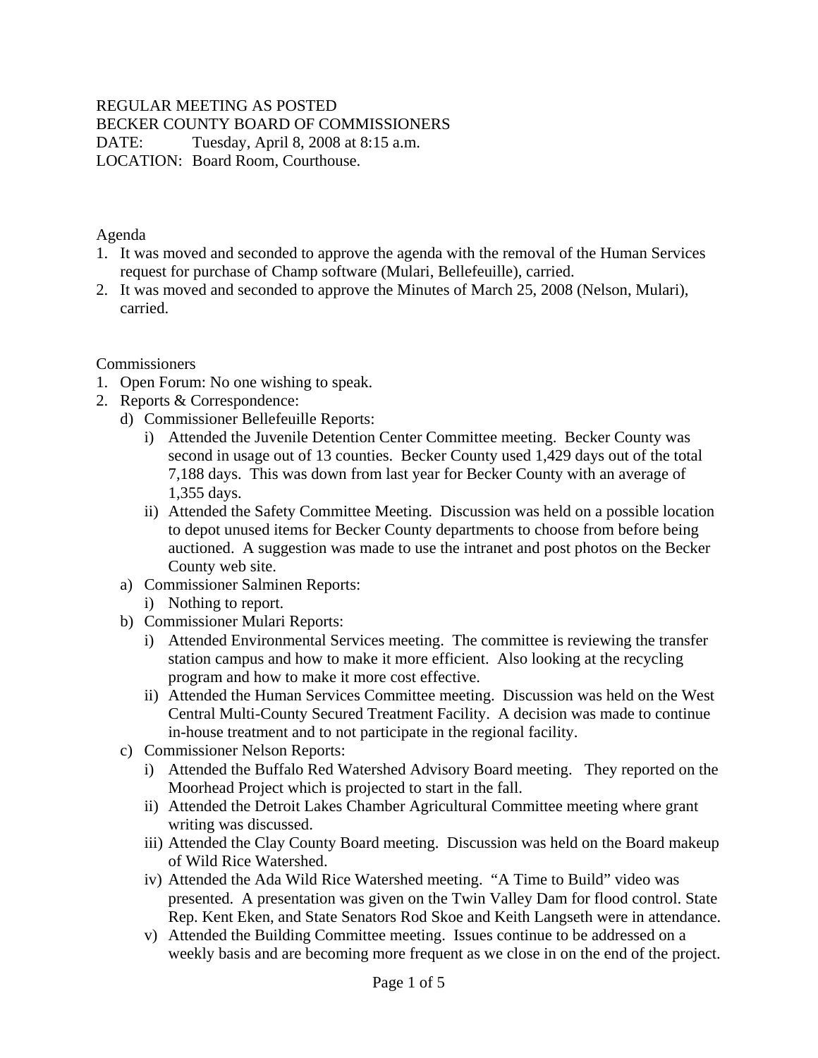REGULAR MEETING AS POSTED
BECKER COUNTY BOARD OF COMMISSIONERS
DATE: Tuesday, April 8, 2008 at 8:15 a.m.
LOCATION: Board Room, Courthouse.

Agenda

1. It was moved and seconded to approve the agenda with the removal of the Human Services request for purchase of Champ software (Mulari, Bellefeuille), carried.
2. It was moved and seconded to approve the Minutes of March 25, 2008 (Nelson, Mulari), carried.

Commissioners

1. Open Forum: No one wishing to speak.
2. Reports & Correspondence:
   - d) Commissioner Bellefeuille Reports:
     - i) Attended the Juvenile Detention Center Committee meeting. Becker County was second in usage out of 13 counties. Becker County used 1,429 days out of the total 7,188 days. This was down from last year for Becker County with an average of 1,355 days.
     - ii) Attended the Safety Committee Meeting. Discussion was held on a possible location to depot unused items for Becker County departments to choose from before being auctioned. A suggestion was made to use the intranet and post photos on the Becker County web site.
   - a) Commissioner Salminen Reports:
     - i) Nothing to report.
   - b) Commissioner Mulari Reports:
     - i) Attended Environmental Services meeting. The committee is reviewing the transfer station campus and how to make it more efficient. Also looking at the recycling program and how to make it more cost effective.
     - ii) Attended the Human Services Committee meeting. Discussion was held on the West Central Multi-County Secured Treatment Facility. A decision was made to continue in-house treatment and to not participate in the regional facility.
   - c) Commissioner Nelson Reports:
     - i) Attended the Buffalo Red Watershed Advisory Board meeting. They reported on the Moorhead Project which is projected to start in the fall.
     - ii) Attended the Detroit Lakes Chamber Agricultural Committee meeting where grant writing was discussed.
     - iii) Attended the Clay County Board meeting. Discussion was held on the Board makeup of Wild Rice Watershed.
     - iv) Attended the Ada Wild Rice Watershed meeting. "A Time to Build" video was presented. A presentation was given on the Twin Valley Dam for flood control. State Rep. Kent Eken, and State Senators Rod Skoe and Keith Langseth were in attendance.
     - v) Attended the Building Committee meeting. Issues continue to be addressed on a weekly basis and are becoming more frequent as we close in on the end of the project.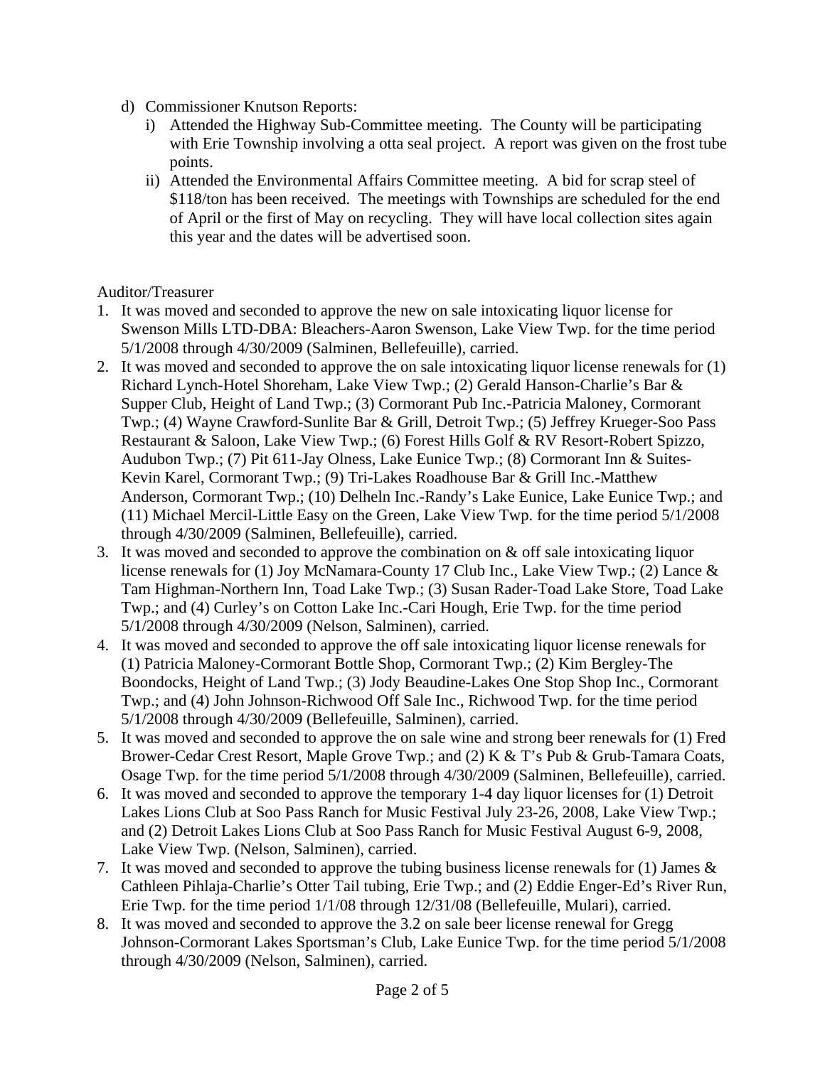d) Commissioner Knutson Reports:
   i) Attended the Highway Sub-Committee meeting. The County will be participating with Erie Township involving a otta seal project. A report was given on the frost tube points.
   ii) Attended the Environmental Affairs Committee meeting. A bid for scrap steel of $118/ton has been received. The meetings with Townships are scheduled for the end of April or the first of May on recycling. They will have local collection sites again this year and the dates will be advertised soon.

Auditor/Treasurer

1. It was moved and seconded to approve the new on sale intoxicating liquor license for Swenson Mills LTD-DBA: Bleachers-Aaron Swenson, Lake View Twp. for the time period 5/1/2008 through 4/30/2009 (Salminen, Bellefeuille), carried.
2. It was moved and seconded to approve the on sale intoxicating liquor license renewals for (1) Richard Lynch-Hotel Shoreham, Lake View Twp.; (2) Gerald Hanson-Charlie's Bar & Supper Club, Height of Land Twp.; (3) Cormorant Pub Inc.-Patricia Maloney, Cormorant Twp.; (4) Wayne Crawford-Sunlite Bar & Grill, Detroit Twp.; (5) Jeffrey Krueger-Soo Pass Restaurant & Saloon, Lake View Twp.; (6) Forest Hills Golf & RV Resort-Robert Spizzo, Audubon Twp.; (7) Pit 611-Jay Olness, Lake Eunice Twp.; (8) Cormorant Inn & Suites-Kevin Karel, Cormorant Twp.; (9) Tri-Lakes Roadhouse Bar & Grill Inc.-Matthew Anderson, Cormorant Twp.; (10) Delheln Inc.-Randy's Lake Eunice, Lake Eunice Twp.; and (11) Michael Mercil-Little Easy on the Green, Lake View Twp. for the time period 5/1/2008 through 4/30/2009 (Salminen, Bellefeuille), carried.
3. It was moved and seconded to approve the combination on & off sale intoxicating liquor license renewals for (1) Joy McNamara-County 17 Club Inc., Lake View Twp.; (2) Lance & Tam Highman-Northern Inn, Toad Lake Twp.; (3) Susan Rader-Toad Lake Store, Toad Lake Twp.; and (4) Curley's on Cotton Lake Inc.-Cari Hough, Erie Twp. for the time period 5/1/2008 through 4/30/2009 (Nelson, Salminen), carried.
4. It was moved and seconded to approve the off sale intoxicating liquor license renewals for (1) Patricia Maloney-Cormorant Bottle Shop, Cormorant Twp.; (2) Kim Bergley-The Boondocks, Height of Land Twp.; (3) Jody Beaudine-Lakes One Stop Shop Inc., Cormorant Twp.; and (4) John Johnson-Richwood Off Sale Inc., Richwood Twp. for the time period 5/1/2008 through 4/30/2009 (Bellefeuille, Salminen), carried.
5. It was moved and seconded to approve the on sale wine and strong beer renewals for (1) Fred Brower-Cedar Crest Resort, Maple Grove Twp.; and (2) K & T's Pub & Grub-Tamara Coats, Osage Twp. for the time period 5/1/2008 through 4/30/2009 (Salminen, Bellefeuille), carried.
6. It was moved and seconded to approve the temporary 1-4 day liquor licenses for (1) Detroit Lakes Lions Club at Soo Pass Ranch for Music Festival July 23-26, 2008, Lake View Twp.; and (2) Detroit Lakes Lions Club at Soo Pass Ranch for Music Festival August 6-9, 2008, Lake View Twp. (Nelson, Salminen), carried.
7. It was moved and seconded to approve the tubing business license renewals for (1) James & Cathleen Pihlaja-Charlie's Otter Tail tubing, Erie Twp.; and (2) Eddie Enger-Ed's River Run, Erie Twp. for the time period 1/1/08 through 12/31/08 (Bellefeuille, Mulari), carried.
8. It was moved and seconded to approve the 3.2 on sale beer license renewal for Gregg Johnson-Cormorant Lakes Sportsman's Club, Lake Eunice Twp. for the time period 5/1/2008 through 4/30/2009 (Nelson, Salminen), carried.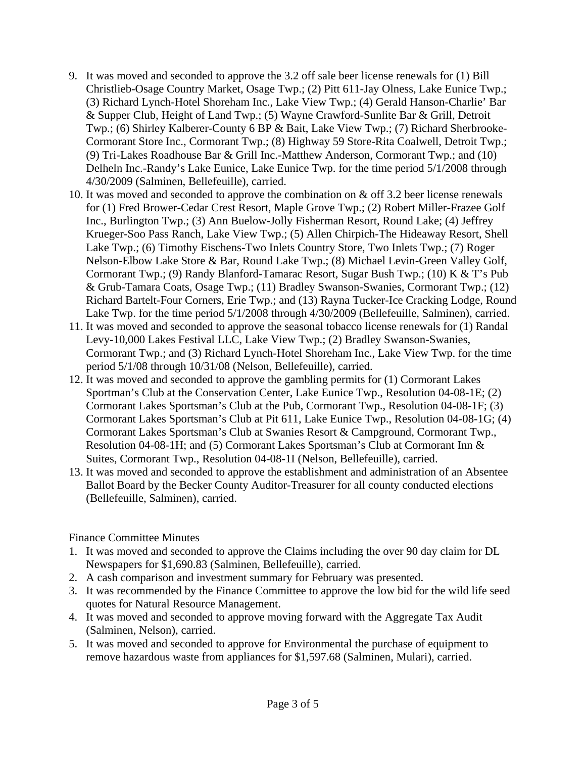9. It was moved and seconded to approve the 3.2 off sale beer license renewals for (1) Bill Christlieb-Osage Country Market, Osage Twp.; (2) Pitt 611-Jay Olsness, Lake Eunice Twp.; (3) Richard Lynch-Hotel Shoreham Inc., Lake View Twp.; (4) Gerald Hanson-Charlie' Bar & Supper Club, Height of Land Twp.; (5) Wayne Crawford-Sunlite Bar & Grill, Detroit Twp.; (6) Shirley Kalberer-County 6 BP & Bait, Lake View Twp.; (7) Richard Sherbrooke-Cormorant Store Inc., Cormorant Twp.; (8) Highway 59 Store-Rita Coalwell, Detroit Twp.; (9) Tri-Lakes Roadhouse Bar & Grill Inc.-Matthew Anderson, Cormorant Twp.; and (10) Delheln Inc.-Randy's Lake Eunice, Lake Eunice Twp. for the time period 5/1/2008 through 4/30/2009 (Salminen, Bellefeuille), carried.
10. It was moved and seconded to approve the combination on & off 3.2 beer license renewals for (1) Fred Brower-Cedar Crest Resort, Maple Grove Twp.; (2) Robert Miller-Frazee Golf Inc., Burlington Twp.; (3) Ann Buelow-Jolly Fisherman Resort, Round Lake; (4) Jeffrey Krueger-Soo Pass Ranch, Lake View Twp.; (5) Allen Chirpich-The Hideaway Resort, Shell Lake Twp.; (6) Timothy Eischens-Two Inlets Country Store, Two Inlets Twp.; (7) Roger Nelson-Elbow Lake Store & Bar, Round Lake Twp.; (8) Michael Levin-Green Valley Golf, Cormorant Twp.; (9) Randy Blanford-Tamarac Resort, Sugar Bush Twp.; (10) K & T's Pub & Grub-Tamara Coats, Osage Twp.; (11) Bradley Swanson-Swanies, Cormorant Twp.; (12) Richard Bartelt-Four Corners, Erie Twp.; and (13) Rayna Tucker-Ice Cracking Lodge, Round Lake Twp. for the time period 5/1/2008 through 4/30/2009 (Bellefeuille, Salminen), carried.
11. It was moved and seconded to approve the seasonal tobacco license renewals for (1) Randal Levy-10,000 Lakes Festival LLC, Lake View Twp.; (2) Bradley Swanson-Swanies, Cormorant Twp.; and (3) Richard Lynch-Hotel Shoreham Inc., Lake View Twp. for the time period 5/1/08 through 10/31/08 (Nelson, Bellefeuille), carried.
12. It was moved and seconded to approve the gambling permits for (1) Cormorant Lakes Sportman's Club at the Conservation Center, Lake Eunice Twp., Resolution 04-08-1E; (2) Cormorant Lakes Sportsman's Club at the Pub, Cormorant Twp., Resolution 04-08-1F; (3) Cormorant Lakes Sportsman's Club at Pit 611, Lake Eunice Twp., Resolution 04-08-1G; (4) Cormorant Lakes Sportsman's Club at Swanies Resort & Campground, Cormorant Twp., Resolution 04-08-1H; and (5) Cormorant Lakes Sportsman's Club at Cormorant Inn & Suites, Cormorant Twp., Resolution 04-08-1I (Nelson, Bellefeuille), carried.
13. It was moved and seconded to approve the establishment and administration of an Absentee Ballot Board by the Becker County Auditor-Treasurer for all county conducted elections (Bellefeuille, Salminen), carried.

Finance Committee Minutes

1. It was moved and seconded to approve the Claims including the over 90 day claim for DL Newspapers for $1,690.83 (Salminen, Bellefeuille), carried.
2. A cash comparison and investment summary for February was presented.
3. It was recommended by the Finance Committee to approve the low bid for the wild life seed quotes for Natural Resource Management.
4. It was moved and seconded to approve moving forward with the Aggregate Tax Audit (Salminen, Nelson), carried.
5. It was moved and seconded to approve for Environmental the purchase of equipment to remove hazardous waste from appliances for $1,597.68 (Salminen, Mulari), carried.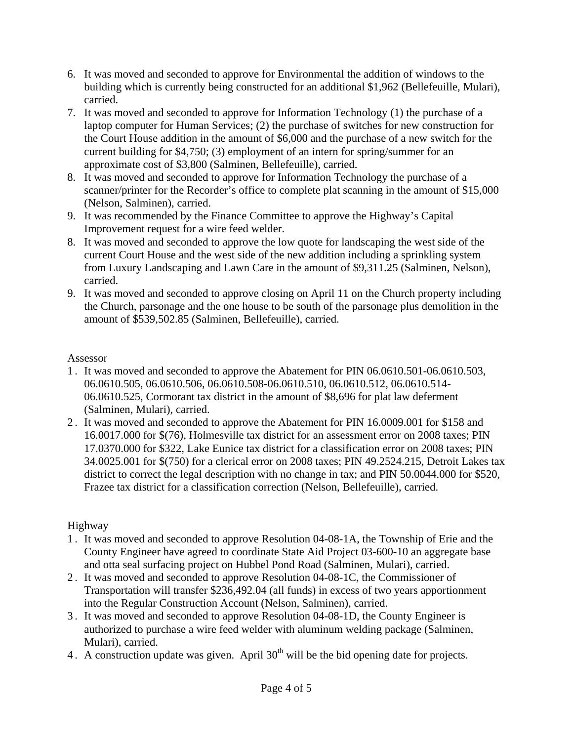6. It was moved and seconded to approve for Environmental the addition of windows to the building which is currently being constructed for an additional $1,962 (Bellefeuille, Mulari), carried.
7. It was moved and seconded to approve for Information Technology (1) the purchase of a laptop computer for Human Services; (2) the purchase of switches for new construction for the Court House addition in the amount of $6,000 and the purchase of a new switch for the current building for $4,750; (3) employment of an intern for spring/summer for an approximate cost of $3,800 (Salminen, Bellefeuille), carried.
8. It was moved and seconded to approve for Information Technology the purchase of a scanner/printer for the Recorder's office to complete plat scanning in the amount of $15,000 (Nelson, Salminen), carried.
9. It was recommended by the Finance Committee to approve the Highway's Capital Improvement request for a wire feed welder.
8. It was moved and seconded to approve the low quote for landscaping the west side of the current Court House and the west side of the new addition including a sprinkling system from Luxury Landscaping and Lawn Care in the amount of $9,311.25 (Salminen, Nelson), carried.
9. It was moved and seconded to approve closing on April 11 on the Church property including the Church, parsonage and the one house to be south of the parsonage plus demolition in the amount of $539,502.85 (Salminen, Bellefeuille), carried.

Assessor

1. It was moved and seconded to approve the Abatement for PIN 06.0610.501-06.0610.503, 06.0610.505, 06.0610.506, 06.0610.508-06.0610.510, 06.0610.512, 06.0610.514-06.0610.525, Cormorant tax district in the amount of $8,696 for plat law deferment (Salminen, Mulari), carried.
2. It was moved and seconded to approve the Abatement for PIN 16.0009.001 for $158 and 16.0017.000 for $(76), Holmesville tax district for an assessment error on 2008 taxes; PIN 17.0370.000 for $322, Lake Eunice tax district for a classification error on 2008 taxes; PIN 34.0025.001 for $(750) for a clerical error on 2008 taxes; PIN 49.2524.215, Detroit Lakes tax district to correct the legal description with no change in tax; and PIN 50.0044.000 for $520, Frazee tax district for a classification correction (Nelson, Bellefeuille), carried.

Highway

1. It was moved and seconded to approve Resolution 04-08-1A, the Township of Erie and the County Engineer have agreed to coordinate State Aid Project 03-600-10 an aggregate base and otta seal surfacing project on Hubbel Pond Road (Salminen, Mulari), carried.
2. It was moved and seconded to approve Resolution 04-08-1C, the Commissioner of Transportation will transfer $236,492.04 (all funds) in excess of two years apportionment into the Regular Construction Account (Nelson, Salminen), carried.
3. It was moved and seconded to approve Resolution 04-08-1D, the County Engineer is authorized to purchase a wire feed welder with aluminum welding package (Salminen, Mulari), carried.
4. A construction update was given. April 30th will be the bid opening date for projects.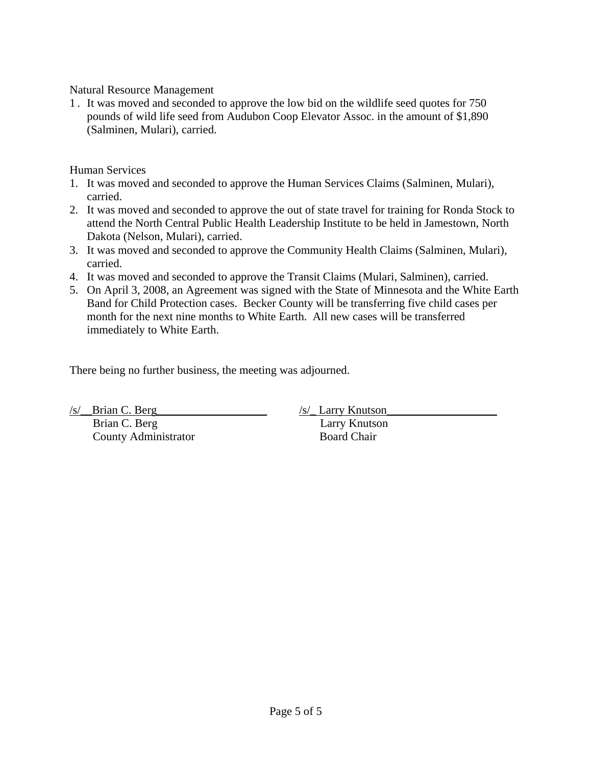Natural Resource Management

1. It was moved and seconded to approve the low bid on the wildlife seed quotes for 750 pounds of wild life seed from Audubon Coop Elevator Assoc. in the amount of $1,890 (Salminen, Mulari), carried.

Human Services

1. It was moved and seconded to approve the Human Services Claims (Salminen, Mulari), carried.
2. It was moved and seconded to approve the out of state travel for training for Ronda Stock to attend the North Central Public Health Leadership Institute to be held in Jamestown, North Dakota (Nelson, Mulari), carried.
3. It was moved and seconded to approve the Community Health Claims (Salminen, Mulari), carried.
4. It was moved and seconded to approve the Transit Claims (Mulari, Salminen), carried.
5. On April 3, 2008, an Agreement was signed with the State of Minnesota and the White Earth Band for Child Protection cases. Becker County will be transferring five child cases per month for the next nine months to White Earth. All new cases will be transferred immediately to White Earth.

There being no further business, the meeting was adjourned.

/s/__Brian C. Berg___________________
Brian C. Berg
County Administrator

/s/_ Larry Knutson___________________
Larry Knutson
Board Chair